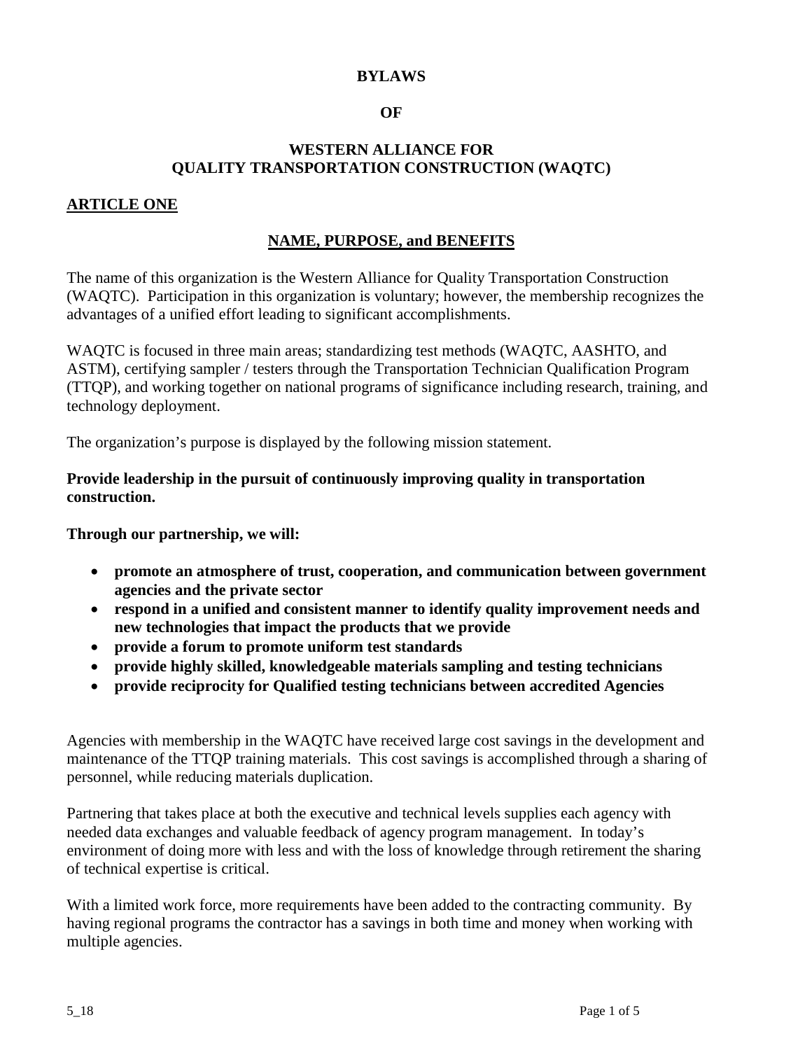# BYLAWS

# OF

# WESTERN ALLIANCE FOR QUALITY TRANSPORTATION CONSTRUCTION (WAQTC)

## ARTICLE ONE

## NAME, PURPOSE, and BENEFITS

The name of this organization is the Western Alliance for Quality Transportation Construction (WAQTC). Participation in this organization is voluntary; however, the membership recognizes the advantages of a unified effort leading to significant accomplishments.

WAQTC is focused in three main areas; standardizing test methods (WAQTC, AASHTO, and ASTM), certifying sampler / testers through the Transportation Technician Qualification Program (TTQP), and working together on national programs of significance including research, training, and technology deployment.

The organization's purpose is displayed by the following mission statement.

**Provide leadership in the pursuit of continuously improving quality in transportation construction.**

**Through our partnership, we will:**

- **promote an atmosphere of trust, cooperation, and communication between government agencies and the private sector**
- **respond in a unified and consistent manner to identify quality improvement needs and new technologies that impact the products that we provide**
- **provide a forum to promote uniform test standards**
- **provide highly skilled, knowledgeable materials sampling and testing technicians**
- **provide reciprocity for Qualified testing technicians between accredited Agencies**

Agencies with membership in the WAQTC have received large cost savings in the development and maintenance of the TTQP training materials. This cost savings is accomplished through a sharing of personnel, while reducing materials duplication.

Partnering that takes place at both the executive and technical levels supplies each agency with needed data exchanges and valuable feedback of agency program management. In today's environment of doing more with less and with the loss of knowledge through retirement the sharing of technical expertise is critical.

With a limited work force, more requirements have been added to the contracting community. By having regional programs the contractor has a savings in both time and money when working with multiple agencies.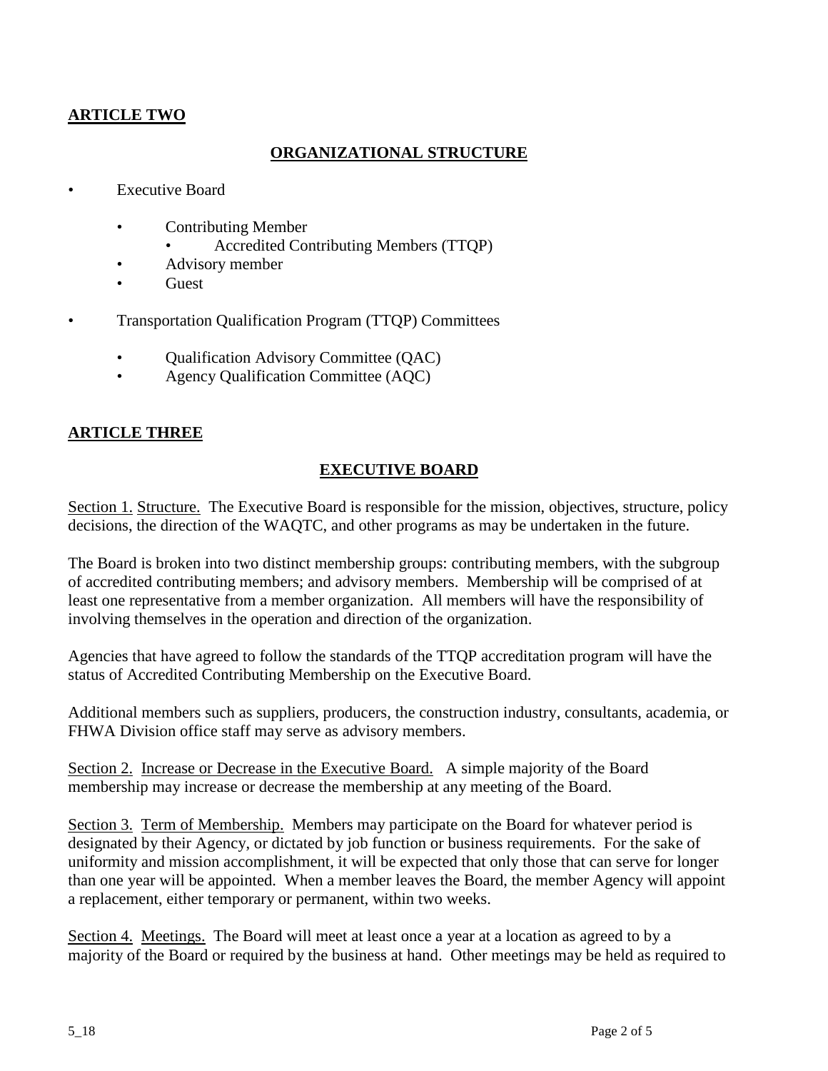## ARTICLE TWO

### ORGANIZATIONAL STRUCTURE

- Executive Board
  - Contributing Member
    - Accredited Contributing Members (TTQP)
  - Advisory member
  - Guest
- Transportation Qualification Program (TTQP) Committees
  - Qualification Advisory Committee (QAC)
  - Agency Qualification Committee (AQC)

## ARTICLE THREE

### EXECUTIVE BOARD

Section 1. Structure. The Executive Board is responsible for the mission, objectives, structure, policy decisions, the direction of the WAQTC, and other programs as may be undertaken in the future.

The Board is broken into two distinct membership groups: contributing members, with the subgroup of accredited contributing members; and advisory members. Membership will be comprised of at least one representative from a member organization. All members will have the responsibility of involving themselves in the operation and direction of the organization.

Agencies that have agreed to follow the standards of the TTQP accreditation program will have the status of Accredited Contributing Membership on the Executive Board.

Additional members such as suppliers, producers, the construction industry, consultants, academia, or FHWA Division office staff may serve as advisory members.

Section 2. Increase or Decrease in the Executive Board. A simple majority of the Board membership may increase or decrease the membership at any meeting of the Board.

Section 3. Term of Membership. Members may participate on the Board for whatever period is designated by their Agency, or dictated by job function or business requirements. For the sake of uniformity and mission accomplishment, it will be expected that only those that can serve for longer than one year will be appointed. When a member leaves the Board, the member Agency will appoint a replacement, either temporary or permanent, within two weeks.

Section 4. Meetings. The Board will meet at least once a year at a location as agreed to by a majority of the Board or required by the business at hand. Other meetings may be held as required to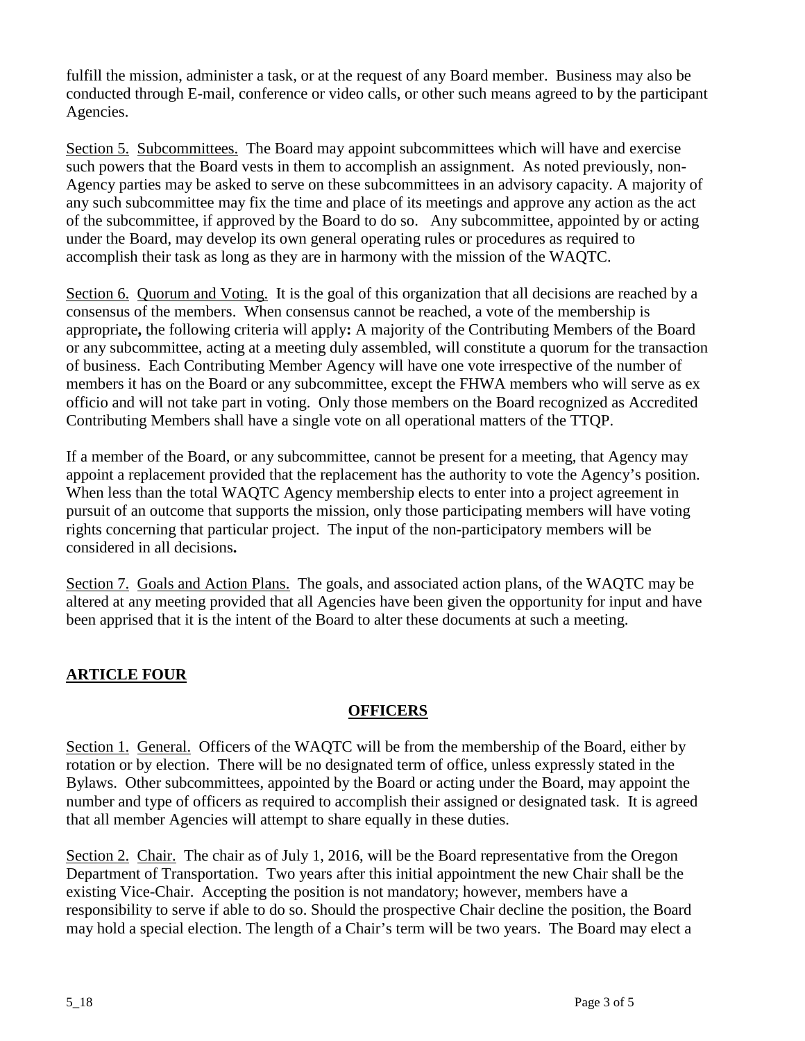fulfill the mission, administer a task, or at the request of any Board member. Business may also be conducted through E-mail, conference or video calls, or other such means agreed to by the participant Agencies.

Section 5. Subcommittees. The Board may appoint subcommittees which will have and exercise such powers that the Board vests in them to accomplish an assignment. As noted previously, non-Agency parties may be asked to serve on these subcommittees in an advisory capacity. A majority of any such subcommittee may fix the time and place of its meetings and approve any action as the act of the subcommittee, if approved by the Board to do so. Any subcommittee, appointed by or acting under the Board, may develop its own general operating rules or procedures as required to accomplish their task as long as they are in harmony with the mission of the WAQTC.

Section 6. Quorum and Voting. It is the goal of this organization that all decisions are reached by a consensus of the members. When consensus cannot be reached, a vote of the membership is appropriate**,** the following criteria will apply**:** A majority of the Contributing Members of the Board or any subcommittee, acting at a meeting duly assembled, will constitute a quorum for the transaction of business. Each Contributing Member Agency will have one vote irrespective of the number of members it has on the Board or any subcommittee, except the FHWA members who will serve as ex officio and will not take part in voting. Only those members on the Board recognized as Accredited Contributing Members shall have a single vote on all operational matters of the TTQP.

If a member of the Board, or any subcommittee, cannot be present for a meeting, that Agency may appoint a replacement provided that the replacement has the authority to vote the Agency's position. When less than the total WAQTC Agency membership elects to enter into a project agreement in pursuit of an outcome that supports the mission, only those participating members will have voting rights concerning that particular project. The input of the non-participatory members will be considered in all decisions**.**

Section 7. Goals and Action Plans. The goals, and associated action plans, of the WAQTC may be altered at any meeting provided that all Agencies have been given the opportunity for input and have been apprised that it is the intent of the Board to alter these documents at such a meeting.

## ARTICLE FOUR

### OFFICERS

Section 1. General. Officers of the WAQTC will be from the membership of the Board, either by rotation or by election. There will be no designated term of office, unless expressly stated in the Bylaws. Other subcommittees, appointed by the Board or acting under the Board, may appoint the number and type of officers as required to accomplish their assigned or designated task. It is agreed that all member Agencies will attempt to share equally in these duties.

Section 2. Chair. The chair as of July 1, 2016, will be the Board representative from the Oregon Department of Transportation. Two years after this initial appointment the new Chair shall be the existing Vice-Chair. Accepting the position is not mandatory; however, members have a responsibility to serve if able to do so. Should the prospective Chair decline the position, the Board may hold a special election. The length of a Chair's term will be two years. The Board may elect a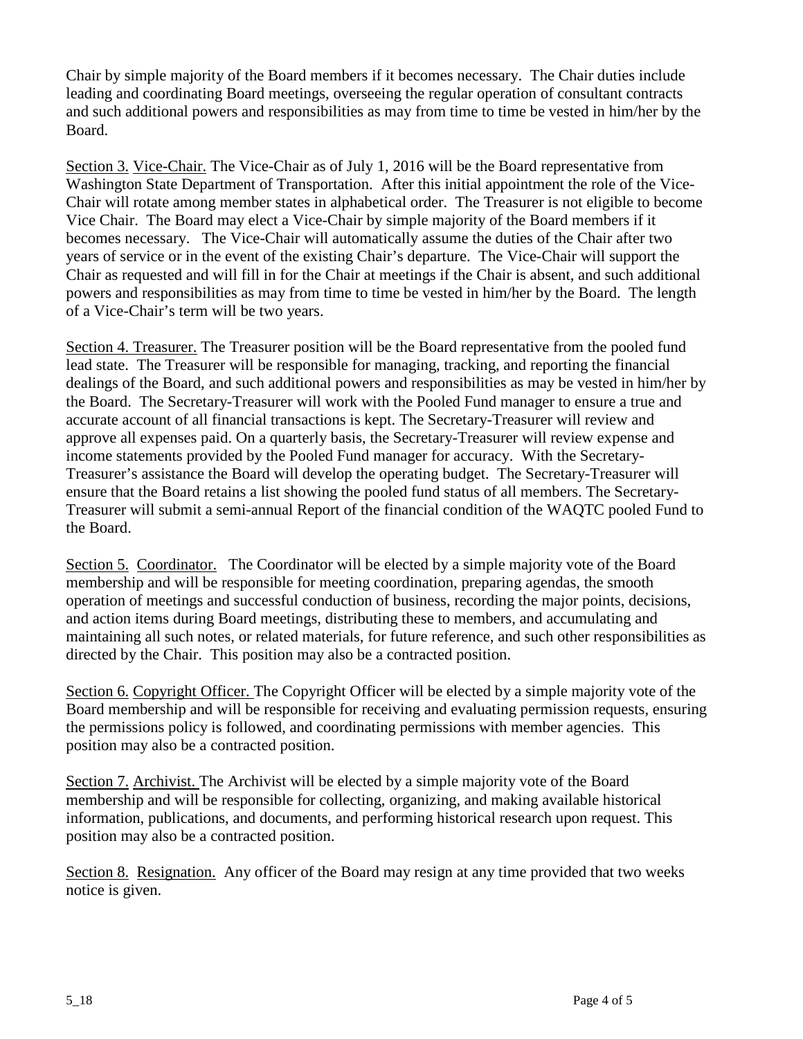Chair by simple majority of the Board members if it becomes necessary. The Chair duties include leading and coordinating Board meetings, overseeing the regular operation of consultant contracts and such additional powers and responsibilities as may from time to time be vested in him/her by the Board.

Section 3. Vice-Chair. The Vice-Chair as of July 1, 2016 will be the Board representative from Washington State Department of Transportation. After this initial appointment the role of the Vice-Chair will rotate among member states in alphabetical order. The Treasurer is not eligible to become Vice Chair. The Board may elect a Vice-Chair by simple majority of the Board members if it becomes necessary. The Vice-Chair will automatically assume the duties of the Chair after two years of service or in the event of the existing Chair's departure. The Vice-Chair will support the Chair as requested and will fill in for the Chair at meetings if the Chair is absent, and such additional powers and responsibilities as may from time to time be vested in him/her by the Board. The length of a Vice-Chair's term will be two years.

Section 4. Treasurer. The Treasurer position will be the Board representative from the pooled fund lead state. The Treasurer will be responsible for managing, tracking, and reporting the financial dealings of the Board, and such additional powers and responsibilities as may be vested in him/her by the Board. The Secretary-Treasurer will work with the Pooled Fund manager to ensure a true and accurate account of all financial transactions is kept. The Secretary-Treasurer will review and approve all expenses paid. On a quarterly basis, the Secretary-Treasurer will review expense and income statements provided by the Pooled Fund manager for accuracy. With the Secretary-Treasurer's assistance the Board will develop the operating budget. The Secretary-Treasurer will ensure that the Board retains a list showing the pooled fund status of all members. The Secretary-Treasurer will submit a semi-annual Report of the financial condition of the WAQTC pooled Fund to the Board.

Section 5. Coordinator. The Coordinator will be elected by a simple majority vote of the Board membership and will be responsible for meeting coordination, preparing agendas, the smooth operation of meetings and successful conduction of business, recording the major points, decisions, and action items during Board meetings, distributing these to members, and accumulating and maintaining all such notes, or related materials, for future reference, and such other responsibilities as directed by the Chair. This position may also be a contracted position.

Section 6. Copyright Officer. The Copyright Officer will be elected by a simple majority vote of the Board membership and will be responsible for receiving and evaluating permission requests, ensuring the permissions policy is followed, and coordinating permissions with member agencies. This position may also be a contracted position.

Section 7. Archivist. The Archivist will be elected by a simple majority vote of the Board membership and will be responsible for collecting, organizing, and making available historical information, publications, and documents, and performing historical research upon request. This position may also be a contracted position.

Section 8. Resignation. Any officer of the Board may resign at any time provided that two weeks notice is given.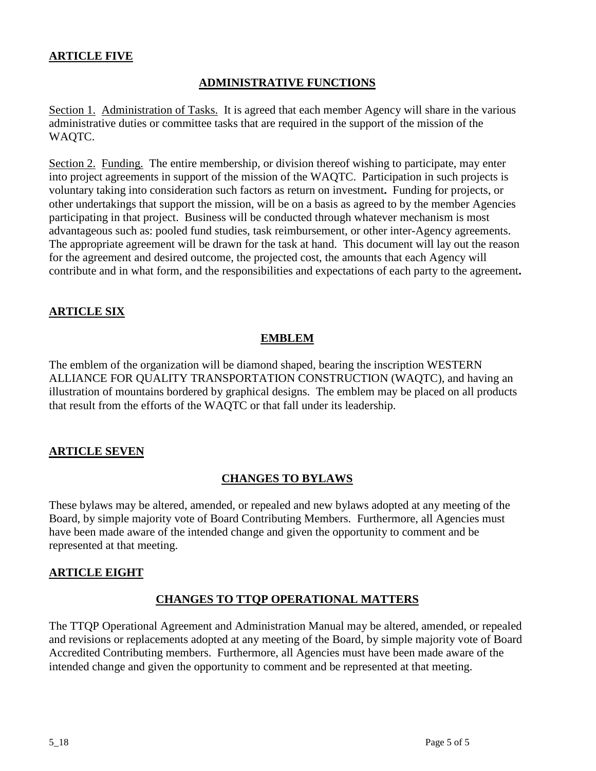## ARTICLE FIVE

### ADMINISTRATIVE FUNCTIONS

Section 1. Administration of Tasks. It is agreed that each member Agency will share in the various administrative duties or committee tasks that are required in the support of the mission of the WAQTC.

Section 2. Funding. The entire membership, or division thereof wishing to participate, may enter into project agreements in support of the mission of the WAQTC. Participation in such projects is voluntary taking into consideration such factors as return on investment. Funding for projects, or other undertakings that support the mission, will be on a basis as agreed to by the member Agencies participating in that project. Business will be conducted through whatever mechanism is most advantageous such as: pooled fund studies, task reimbursement, or other inter-Agency agreements. The appropriate agreement will be drawn for the task at hand. This document will lay out the reason for the agreement and desired outcome, the projected cost, the amounts that each Agency will contribute and in what form, and the responsibilities and expectations of each party to the agreement.

## ARTICLE SIX

### EMBLEM

The emblem of the organization will be diamond shaped, bearing the inscription WESTERN ALLIANCE FOR QUALITY TRANSPORTATION CONSTRUCTION (WAQTC), and having an illustration of mountains bordered by graphical designs. The emblem may be placed on all products that result from the efforts of the WAQTC or that fall under its leadership.

## ARTICLE SEVEN

### CHANGES TO BYLAWS

These bylaws may be altered, amended, or repealed and new bylaws adopted at any meeting of the Board, by simple majority vote of Board Contributing Members. Furthermore, all Agencies must have been made aware of the intended change and given the opportunity to comment and be represented at that meeting.

## ARTICLE EIGHT

### CHANGES TO TTQP OPERATIONAL MATTERS

The TTQP Operational Agreement and Administration Manual may be altered, amended, or repealed and revisions or replacements adopted at any meeting of the Board, by simple majority vote of Board Accredited Contributing members. Furthermore, all Agencies must have been made aware of the intended change and given the opportunity to comment and be represented at that meeting.